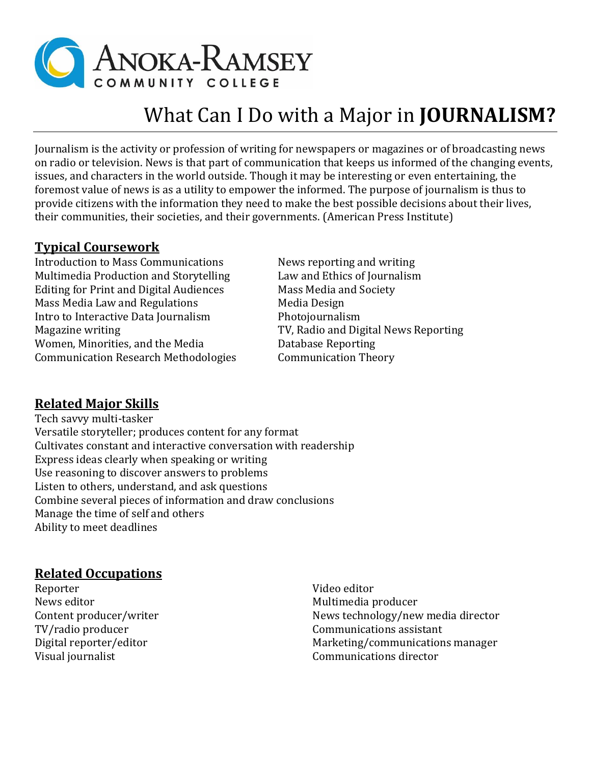Anoka-Ramsey Community College

# What Can I Do with a Major in **JOURNALISM?**

Journalism is the activity or profession of writing for newspapers or magazines or of broadcasting news on radio or television. News is that part of communication that keeps us informed of the changing events, issues, and characters in the world outside. Though it may be interesting or even entertaining, the foremost value of news is as a utility to empower the informed. The purpose of journalism is thus to provide citizens with the information they need to make the best possible decisions about their lives, their communities, their societies, and their governments. (American Press Institute)

## Typical Coursework

- Introduction to Mass Communications
- Multimedia Production and Storytelling
- Editing for Print and Digital Audiences
- Mass Media Law and Regulations
- Intro to Interactive Data Journalism
- Magazine writing
- Women, Minorities, and the Media
- Communication Research Methodologies
- News reporting and writing
- Law and Ethics of Journalism
- Mass Media and Society
- Media Design
- Photojournalism
- TV, Radio and Digital News Reporting
- Database Reporting
- Communication Theory

## Related Major Skills

- Tech savvy multi-tasker
- Versatile storyteller; produces content for any format
- Cultivates constant and interactive conversation with readership
- Express ideas clearly when speaking or writing
- Use reasoning to discover answers to problems
- Listen to others, understand, and ask questions
- Combine several pieces of information and draw conclusions
- Manage the time of self and others
- Ability to meet deadlines

## Related Occupations

- Reporter
- News editor
- Content producer/writer
- TV/radio producer
- Digital reporter/editor
- Visual journalist
- Video editor
- Multimedia producer
- News technology/new media director
- Communications assistant
- Marketing/communications manager
- Communications director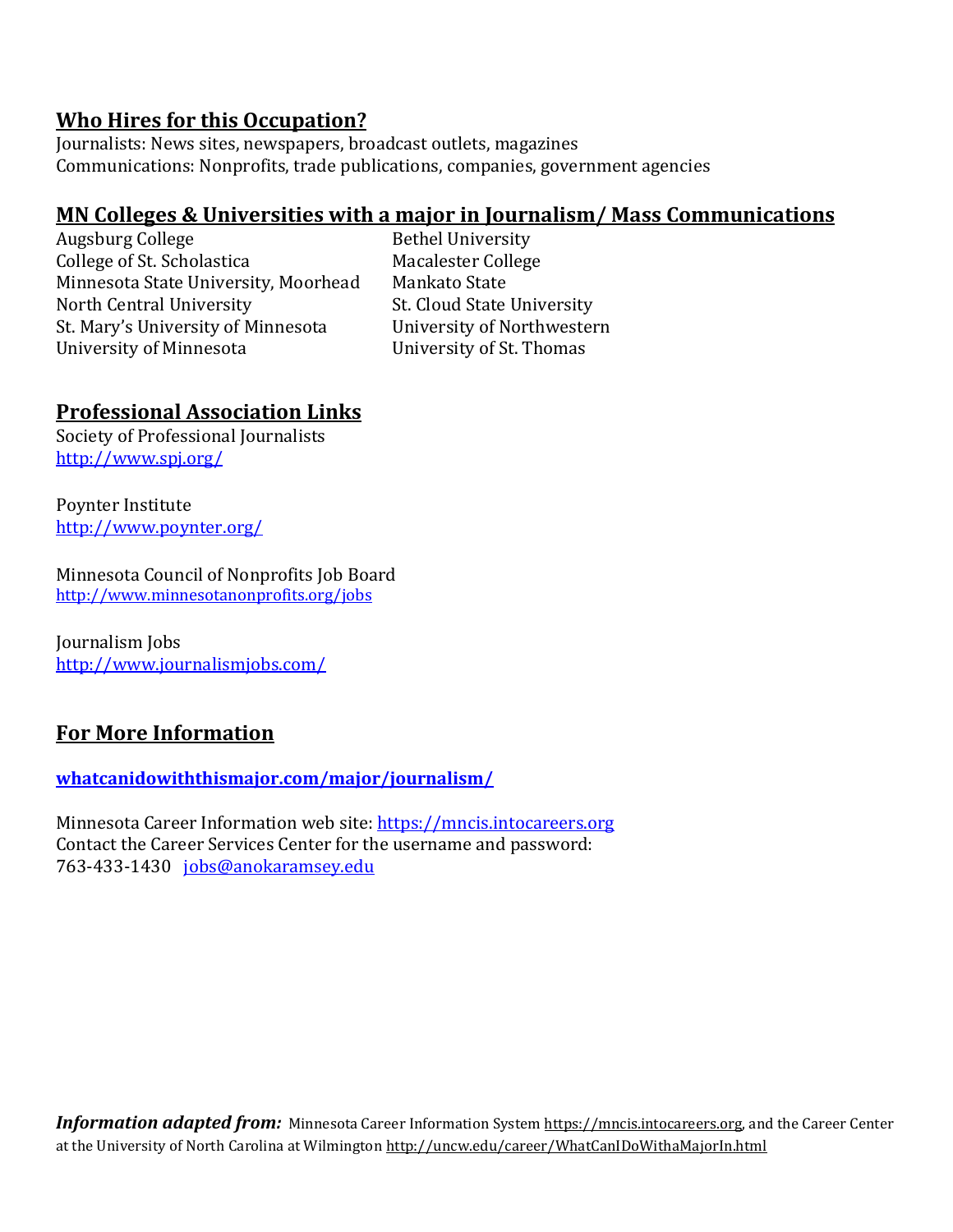## Who Hires for this Occupation?

Journalists: News sites, newspapers, broadcast outlets, magazines
Communications: Nonprofits, trade publications, companies, government agencies

## MN Colleges & Universities with a major in Journalism/ Mass Communications

- Augsburg College
- Bethel University
- College of St. Scholastica
- Macalester College
- Minnesota State University, Moorhead
- Mankato State
- North Central University
- St. Cloud State University
- St. Mary's University of Minnesota
- University of Northwestern
- University of Minnesota
- University of St. Thomas

## Professional Association Links

Society of Professional Journalists
http://www.spj.org/

Poynter Institute
http://www.poynter.org/

Minnesota Council of Nonprofits Job Board
http://www.minnesotanonprofits.org/jobs

Journalism Jobs
http://www.journalismjobs.com/

## For More Information

**whatcanidowiththismajor.com/major/journalism/**

Minnesota Career Information web site: https://mncis.intocareers.org
Contact the Career Services Center for the username and password:
763-433-1430 jobs@anokaramsey.edu

***Information adapted from:*** Minnesota Career Information System https://mncis.intocareers.org, and the Career Center at the University of North Carolina at Wilmington http://uncw.edu/career/WhatCanIDoWithaMajorIn.html